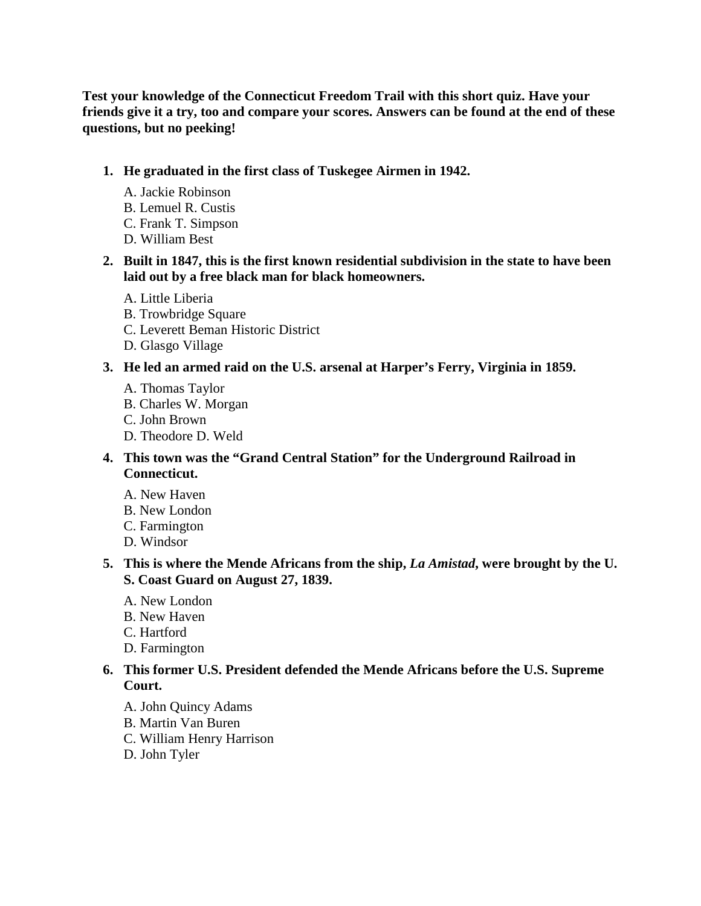**Test your knowledge of the Connecticut Freedom Trail with this short quiz. Have your friends give it a try, too and compare your scores. Answers can be found at the end of these questions, but no peeking!**

1. **He graduated in the first class of Tuskegee Airmen in 1942.**

   A. Jackie Robinson
   B. Lemuel R. Custis
   C. Frank T. Simpson
   D. William Best

2. **Built in 1847, this is the first known residential subdivision in the state to have been laid out by a free black man for black homeowners.**

   A. Little Liberia
   B. Trowbridge Square
   C. Leverett Beman Historic District
   D. Glasgo Village

3. **He led an armed raid on the U.S. arsenal at Harper's Ferry, Virginia in 1859.**

   A. Thomas Taylor
   B. Charles W. Morgan
   C. John Brown
   D. Theodore D. Weld

4. **This town was the "Grand Central Station" for the Underground Railroad in Connecticut.**

   A. New Haven
   B. New London
   C. Farmington
   D. Windsor

5. **This is where the Mende Africans from the ship, *La Amistad*, were brought by the U. S. Coast Guard on August 27, 1839.**

   A. New London
   B. New Haven
   C. Hartford
   D. Farmington

6. **This former U.S. President defended the Mende Africans before the U.S. Supreme Court.**

   A. John Quincy Adams
   B. Martin Van Buren
   C. William Henry Harrison
   D. John Tyler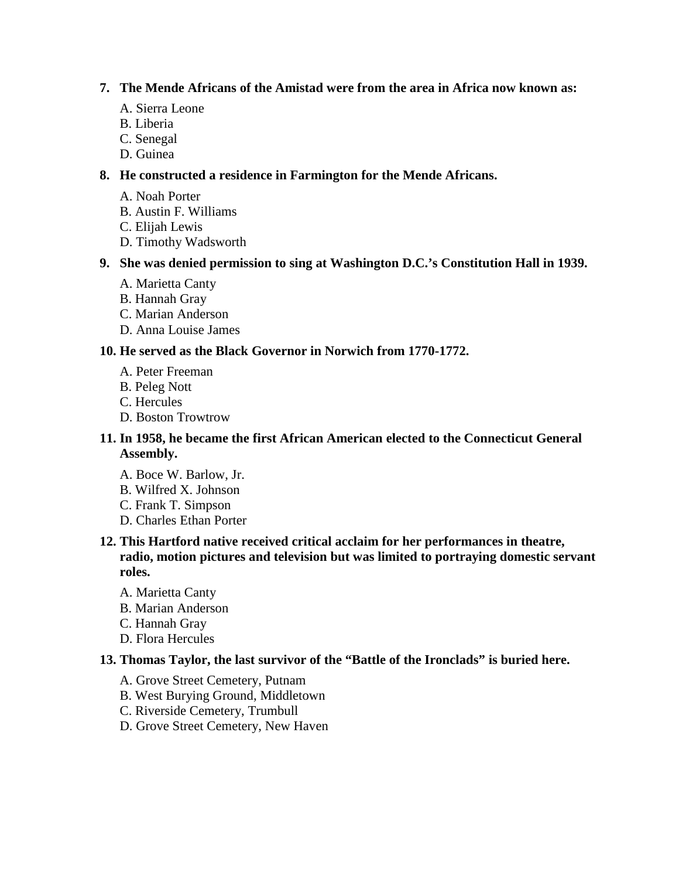7. **The Mende Africans of the Amistad were from the area in Africa now known as:**

   A. Sierra Leone
   B. Liberia
   C. Senegal
   D. Guinea

8. **He constructed a residence in Farmington for the Mende Africans.**

   A. Noah Porter
   B. Austin F. Williams
   C. Elijah Lewis
   D. Timothy Wadsworth

9. **She was denied permission to sing at Washington D.C.'s Constitution Hall in 1939.**

   A. Marietta Canty
   B. Hannah Gray
   C. Marian Anderson
   D. Anna Louise James

10. **He served as the Black Governor in Norwich from 1770-1772.**

    A. Peter Freeman
    B. Peleg Nott
    C. Hercules
    D. Boston Trowtrow

11. **In 1958, he became the first African American elected to the Connecticut General Assembly.**

    A. Boce W. Barlow, Jr.
    B. Wilfred X. Johnson
    C. Frank T. Simpson
    D. Charles Ethan Porter

12. **This Hartford native received critical acclaim for her performances in theatre, radio, motion pictures and television but was limited to portraying domestic servant roles.**

    A. Marietta Canty
    B. Marian Anderson
    C. Hannah Gray
    D. Flora Hercules

13. **Thomas Taylor, the last survivor of the "Battle of the Ironclads" is buried here.**

    A. Grove Street Cemetery, Putnam
    B. West Burying Ground, Middletown
    C. Riverside Cemetery, Trumbull
    D. Grove Street Cemetery, New Haven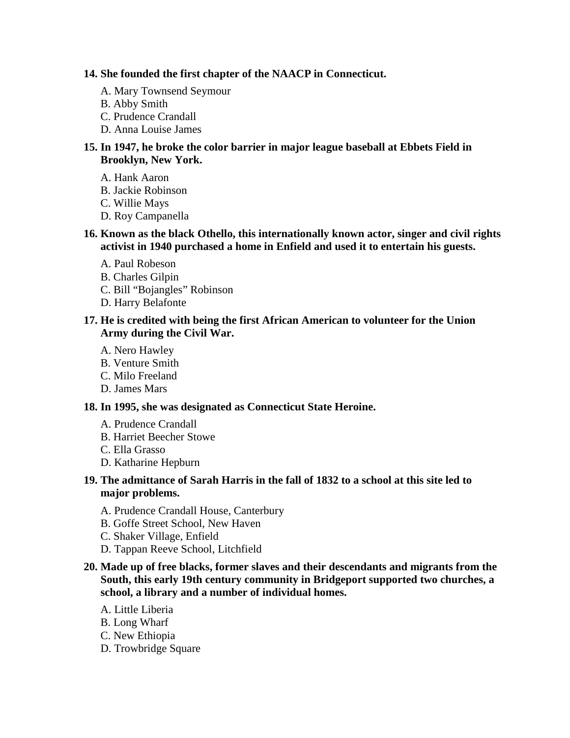**14. She founded the first chapter of the NAACP in Connecticut.**

A. Mary Townsend Seymour
B. Abby Smith
C. Prudence Crandall
D. Anna Louise James

**15. In 1947, he broke the color barrier in major league baseball at Ebbets Field in Brooklyn, New York.**

A. Hank Aaron
B. Jackie Robinson
C. Willie Mays
D. Roy Campanella

**16. Known as the black Othello, this internationally known actor, singer and civil rights activist in 1940 purchased a home in Enfield and used it to entertain his guests.**

A. Paul Robeson
B. Charles Gilpin
C. Bill "Bojangles" Robinson
D. Harry Belafonte

**17. He is credited with being the first African American to volunteer for the Union Army during the Civil War.**

A. Nero Hawley
B. Venture Smith
C. Milo Freeland
D. James Mars

**18. In 1995, she was designated as Connecticut State Heroine.**

A. Prudence Crandall
B. Harriet Beecher Stowe
C. Ella Grasso
D. Katharine Hepburn

**19. The admittance of Sarah Harris in the fall of 1832 to a school at this site led to major problems.**

A. Prudence Crandall House, Canterbury
B. Goffe Street School, New Haven
C. Shaker Village, Enfield
D. Tappan Reeve School, Litchfield

**20. Made up of free blacks, former slaves and their descendants and migrants from the South, this early 19th century community in Bridgeport supported two churches, a school, a library and a number of individual homes.**

A. Little Liberia
B. Long Wharf
C. New Ethiopia
D. Trowbridge Square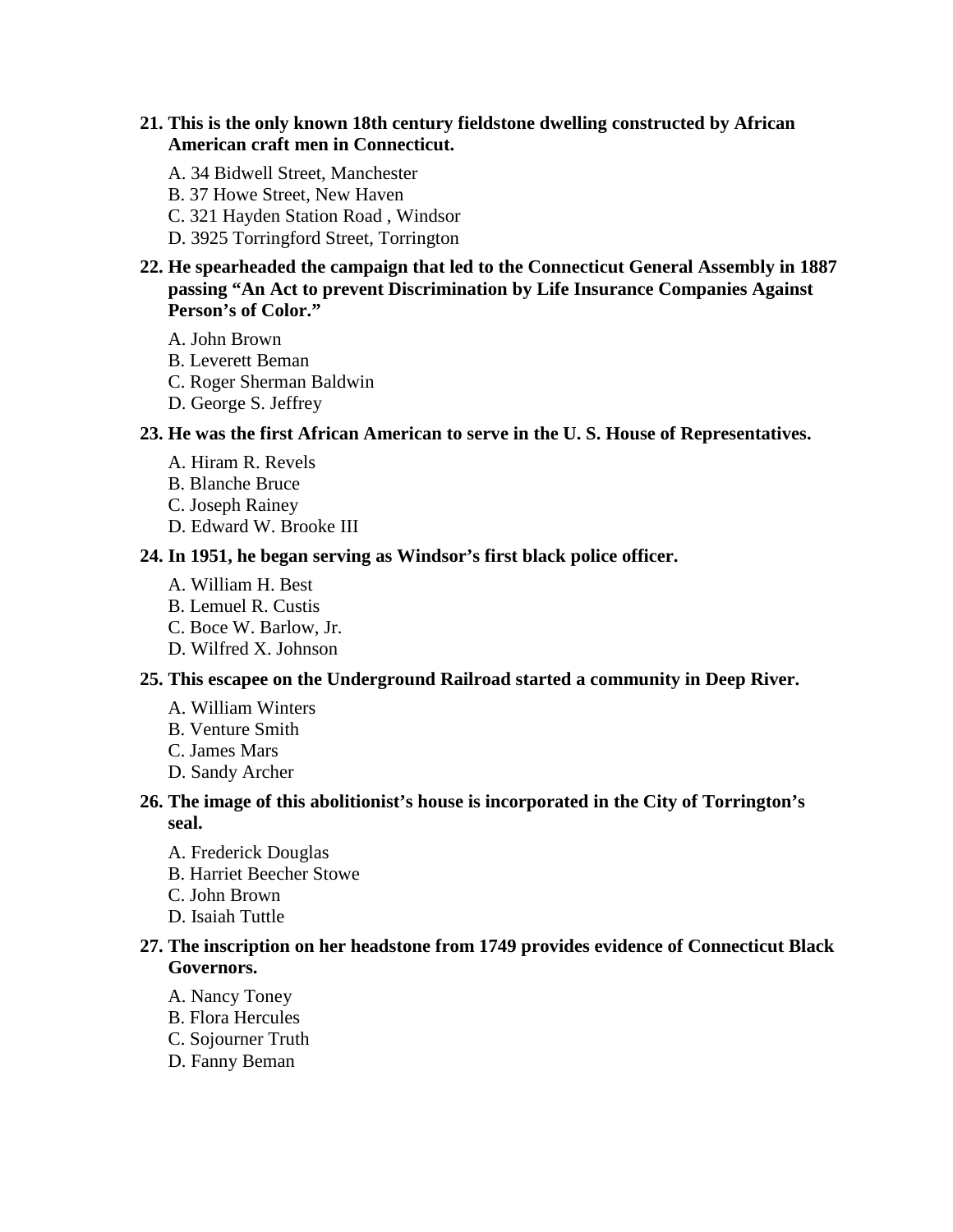**21. This is the only known 18th century fieldstone dwelling constructed by African American craft men in Connecticut.**

A. 34 Bidwell Street, Manchester
B. 37 Howe Street, New Haven
C. 321 Hayden Station Road , Windsor
D. 3925 Torringford Street, Torrington

**22. He spearheaded the campaign that led to the Connecticut General Assembly in 1887 passing "An Act to prevent Discrimination by Life Insurance Companies Against Person's of Color."**

A. John Brown
B. Leverett Beman
C. Roger Sherman Baldwin
D. George S. Jeffrey

**23. He was the first African American to serve in the U. S. House of Representatives.**

A. Hiram R. Revels
B. Blanche Bruce
C. Joseph Rainey
D. Edward W. Brooke III

**24. In 1951, he began serving as Windsor's first black police officer.**

A. William H. Best
B. Lemuel R. Custis
C. Boce W. Barlow, Jr.
D. Wilfred X. Johnson

**25. This escapee on the Underground Railroad started a community in Deep River.**

A. William Winters
B. Venture Smith
C. James Mars
D. Sandy Archer

**26. The image of this abolitionist's house is incorporated in the City of Torrington's seal.**

A. Frederick Douglas
B. Harriet Beecher Stowe
C. John Brown
D. Isaiah Tuttle

**27. The inscription on her headstone from 1749 provides evidence of Connecticut Black Governors.**

A. Nancy Toney
B. Flora Hercules
C. Sojourner Truth
D. Fanny Beman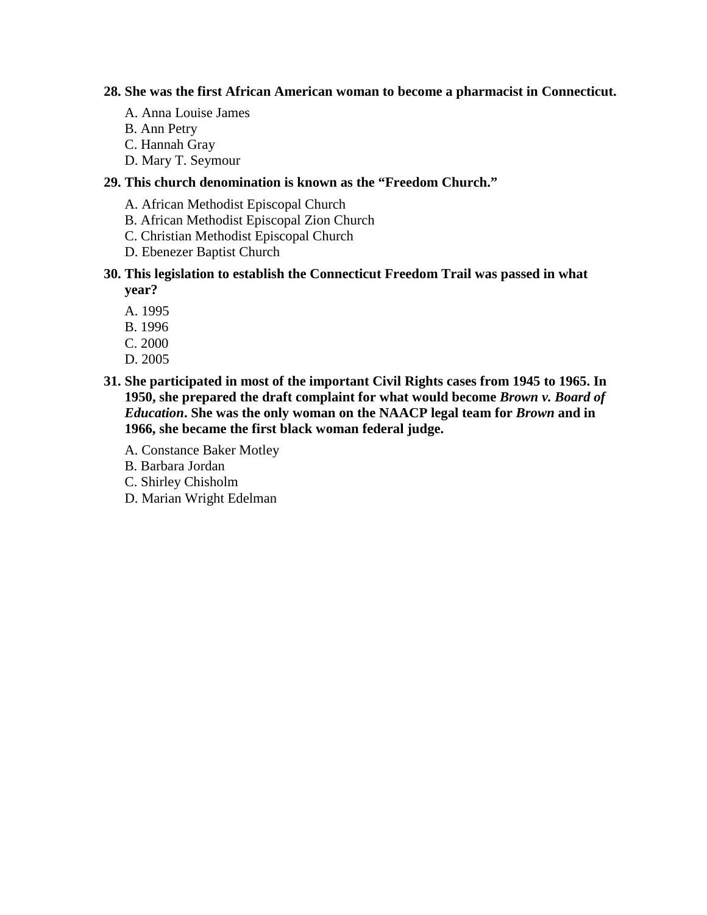**28. She was the first African American woman to become a pharmacist in Connecticut.**

A. Anna Louise James
B. Ann Petry
C. Hannah Gray
D. Mary T. Seymour

**29. This church denomination is known as the "Freedom Church."**

A. African Methodist Episcopal Church
B. African Methodist Episcopal Zion Church
C. Christian Methodist Episcopal Church
D. Ebenezer Baptist Church

**30. This legislation to establish the Connecticut Freedom Trail was passed in what year?**

A. 1995
B. 1996
C. 2000
D. 2005

**31. She participated in most of the important Civil Rights cases from 1945 to 1965. In 1950, she prepared the draft complaint for what would become *Brown v. Board of Education*. She was the only woman on the NAACP legal team for *Brown* and in 1966, she became the first black woman federal judge.**

A. Constance Baker Motley
B. Barbara Jordan
C. Shirley Chisholm
D. Marian Wright Edelman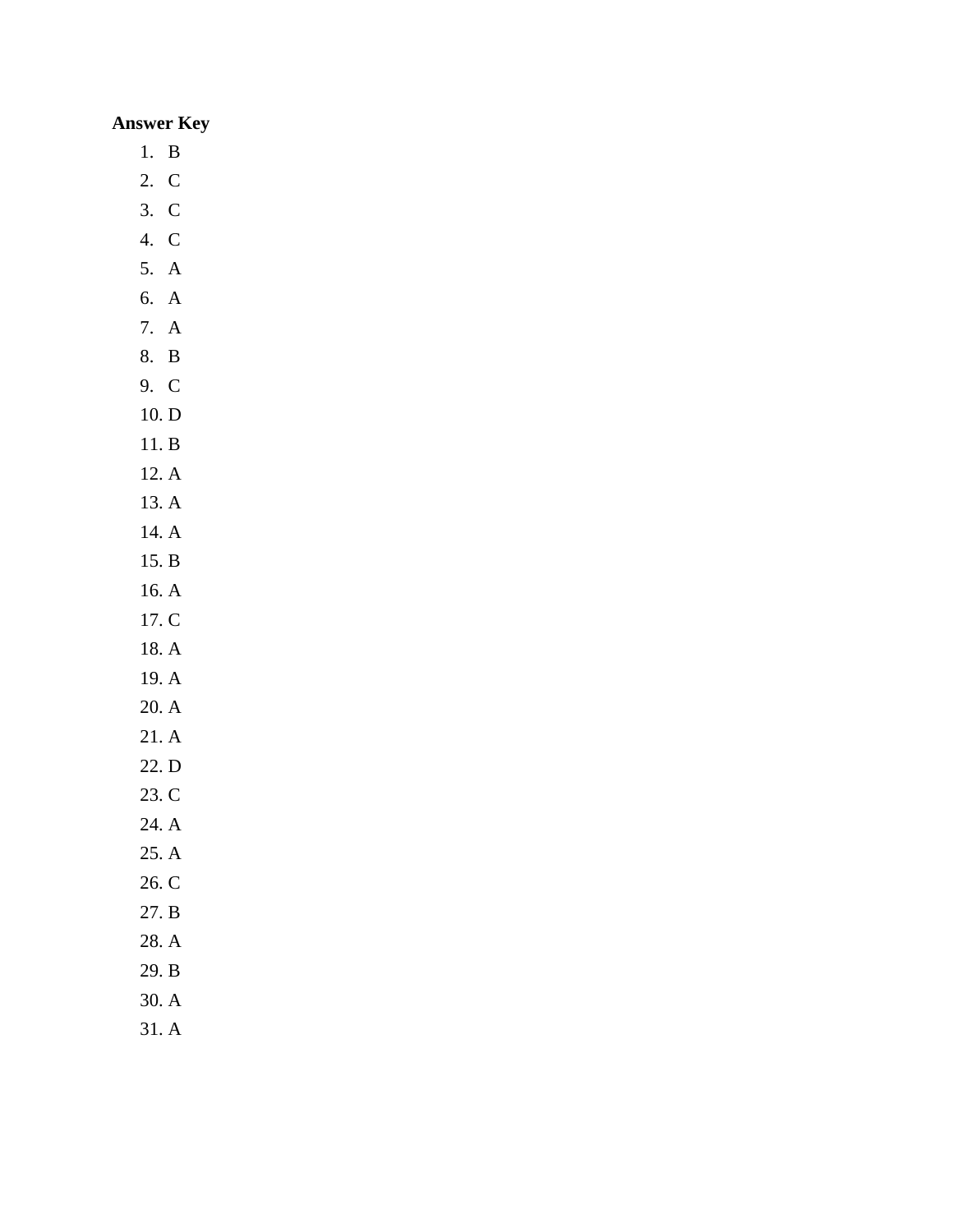**Answer Key**

1. B
2. C
3. C
4. C
5. A
6. A
7. A
8. B
9. C
10. D
11. B
12. A
13. A
14. A
15. B
16. A
17. C
18. A
19. A
20. A
21. A
22. D
23. C
24. A
25. A
26. C
27. B
28. A
29. B
30. A
31. A